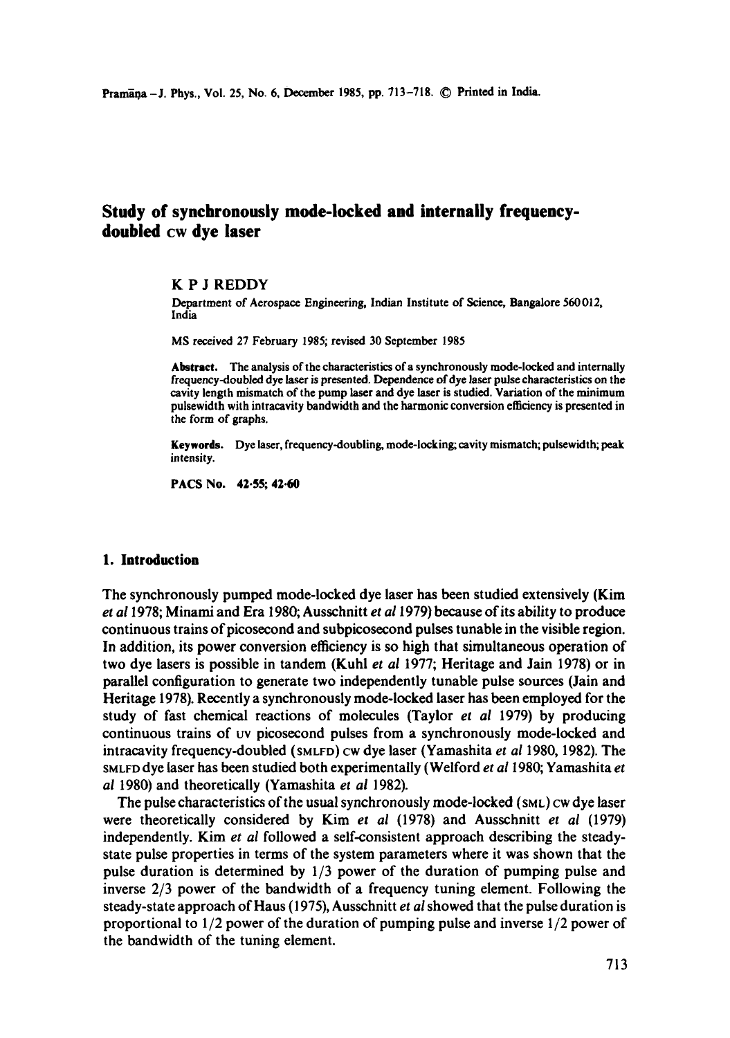# Study of synchronously mode-locked and internally frequency-doubled cw dye laser

K P J REDDY

Department of Aerospace Engineering, Indian Institute of Science, Bangalore 560012, India

MS received 27 February 1985; revised 30 September 1985

**Abstract.** The analysis of the characteristics of a synchronously mode-locked and internally frequency-doubled dye laser is presented. Dependence of dye laser pulse characteristics on the cavity length mismatch of the pump laser and dye laser is studied. Variation of the minimum pulsewidth with intracavity bandwidth and the harmonic conversion efficiency is presented in the form of graphs.

**Keywords.** Dye laser, frequency-doubling, mode-locking; cavity mismatch; pulsewidth; peak intensity.

**PACS No. 42·55; 42·60**

## 1. Introduction

The synchronously pumped mode-locked dye laser has been studied extensively (Kim *et al* 1978; Minami and Era 1980; Ausschnitt *et al* 1979) because of its ability to produce continuous trains of picosecond and subpicosecond pulses tunable in the visible region. In addition, its power conversion efficiency is so high that simultaneous operation of two dye lasers is possible in tandem (Kuhl *et al* 1977; Heritage and Jain 1978) or in parallel configuration to generate two independently tunable pulse sources (Jain and Heritage 1978). Recently a synchronously mode-locked laser has been employed for the study of fast chemical reactions of molecules (Taylor *et al* 1979) by producing continuous trains of UV picosecond pulses from a synchronously mode-locked and intracavity frequency-doubled (SMLFD) cw dye laser (Yamashita *et al* 1980, 1982). The SMLFD dye laser has been studied both experimentally (Welford *et al* 1980; Yamashita *et al* 1980) and theoretically (Yamashita *et al* 1982).

The pulse characteristics of the usual synchronously mode-locked (SML) cw dye laser were theoretically considered by Kim *et al* (1978) and Ausschnitt *et al* (1979) independently. Kim *et al* followed a self-consistent approach describing the steady-state pulse properties in terms of the system parameters where it was shown that the pulse duration is determined by 1/3 power of the duration of pumping pulse and inverse 2/3 power of the bandwidth of a frequency tuning element. Following the steady-state approach of Haus (1975), Ausschnitt *et al* showed that the pulse duration is proportional to 1/2 power of the duration of pumping pulse and inverse 1/2 power of the bandwidth of the tuning element.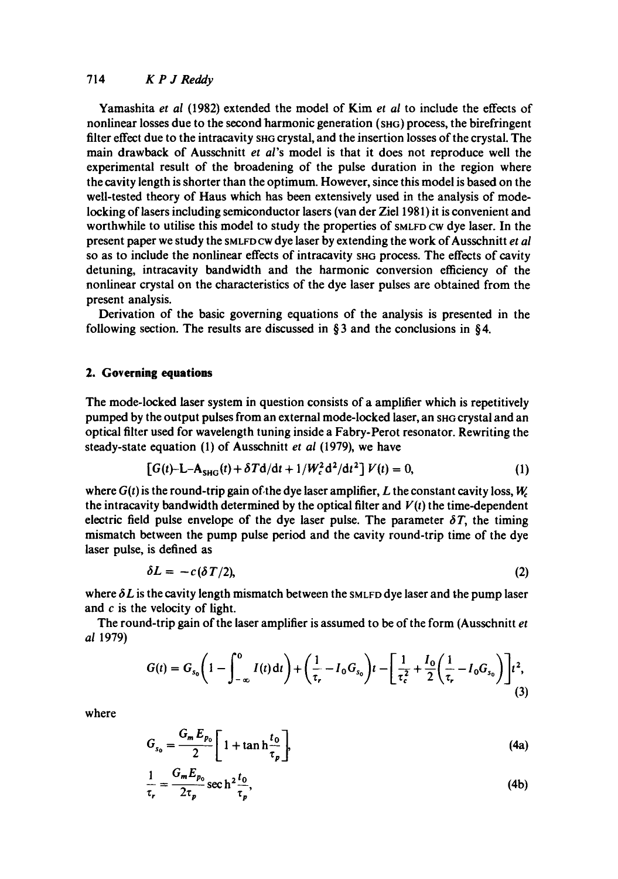Yamashita *et al* (1982) extended the model of Kim *et al* to include the effects of nonlinear losses due to the second harmonic generation (SHG) process, the birefringent filter effect due to the intracavity SHG crystal, and the insertion losses of the crystal. The main drawback of Ausschnitt *et al*'s model is that it does not reproduce well the experimental result of the broadening of the pulse duration in the region where the cavity length is shorter than the optimum. However, since this model is based on the well-tested theory of Haus which has been extensively used in the analysis of mode-locking of lasers including semiconductor lasers (van der Ziel 1981) it is convenient and worthwhile to utilise this model to study the properties of SMLFD CW dye laser. In the present paper we study the SMLFD CW dye laser by extending the work of Ausschnitt *et al* so as to include the nonlinear effects of intracavity SHG process. The effects of cavity detuning, intracavity bandwidth and the harmonic conversion efficiency of the nonlinear crystal on the characteristics of the dye laser pulses are obtained from the present analysis.

Derivation of the basic governing equations of the analysis is presented in the following section. The results are discussed in § 3 and the conclusions in § 4.

## 2. Governing equations

The mode-locked laser system in question consists of a amplifier which is repetitively pumped by the output pulses from an external mode-locked laser, an SHG crystal and an optical filter used for wavelength tuning inside a Fabry-Perot resonator. Rewriting the steady-state equation (1) of Ausschnitt *et al* (1979), we have

$$[G(t) - L - A_{SHG}(t) + \delta T \mathrm{d}/\mathrm{d}t + 1/W_c^2 \mathrm{d}^2/\mathrm{d}t^2]\, V(t) = 0, \tag{1}$$

where $G(t)$ is the round-trip gain of the dye laser amplifier, $L$ the constant cavity loss, $W_c$ the intracavity bandwidth determined by the optical filter and $V(t)$ the time-dependent electric field pulse envelope of the dye laser pulse. The parameter $\delta T$, the timing mismatch between the pump pulse period and the cavity round-trip time of the dye laser pulse, is defined as

$$\delta L = -c(\delta T/2), \tag{2}$$

where $\delta L$ is the cavity length mismatch between the SMLFD dye laser and the pump laser and $c$ is the velocity of light.

The round-trip gain of the laser amplifier is assumed to be of the form (Ausschnitt *et al* 1979)

$$G(t) = G_{s_0}\left(1 - \int_{-\infty}^{0} I(t)\,\mathrm{d}t\right) + \left(\frac{1}{\tau_r} - I_0 G_{s_0}\right)t - \left[\frac{1}{\tau_r^2} + \frac{I_0}{2}\left(\frac{1}{\tau_r} - I_0 G_{s_0}\right)\right]t^2, \tag{3}$$

where

$$G_{s_0} = \frac{G_m E_{p_0}}{2}\left[1 + \tanh\frac{t_0}{\tau_p}\right], \tag{4a}$$

$$\frac{1}{\tau_r} = \frac{G_m E_{p_0}}{2\tau_p}\operatorname{sech}^2\frac{t_0}{\tau_p}, \tag{4b}$$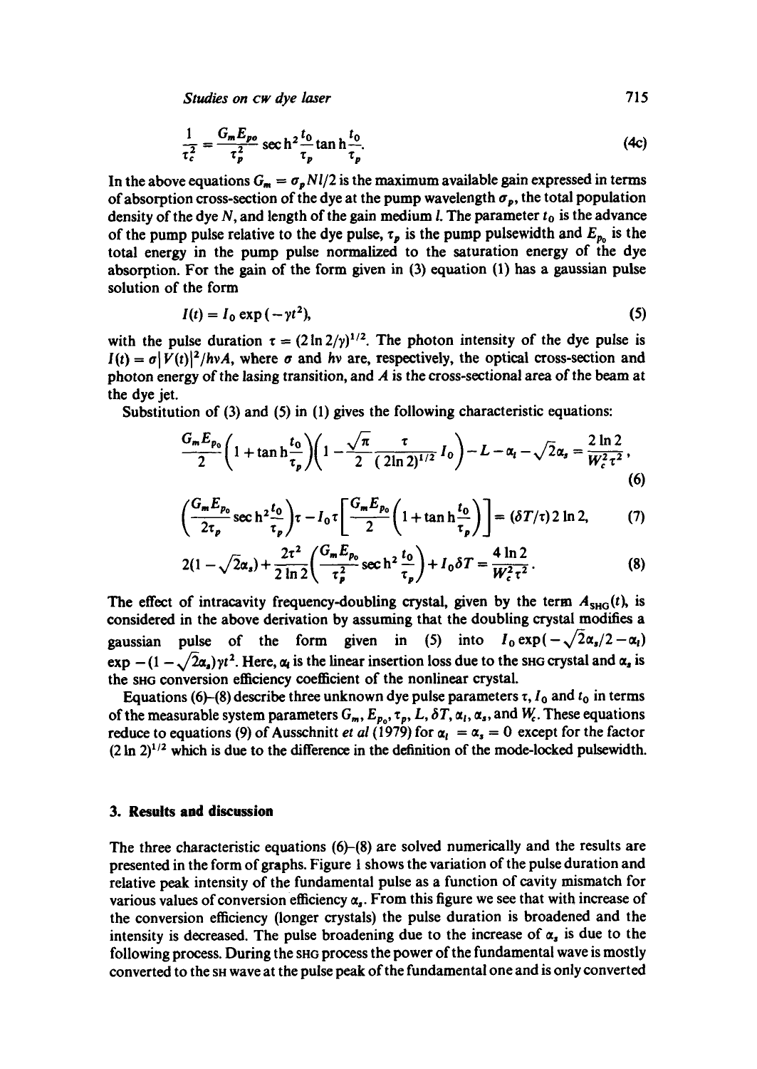$$\frac{1}{\tau_c^2} = \frac{G_m E_{po}}{\tau_p^2} \operatorname{sech}^2 \frac{t_0}{\tau_p} \tanh \frac{t_0}{\tau_p}. \tag{4c}$$

In the above equations $G_m = \sigma_p N l/2$ is the maximum available gain expressed in terms of absorption cross-section of the dye at the pump wavelength $\sigma_p$, the total population density of the dye $N$, and length of the gain medium $l$. The parameter $t_0$ is the advance of the pump pulse relative to the dye pulse, $\tau_p$ is the pump pulsewidth and $E_{p_0}$ is the total energy in the pump pulse normalized to the saturation energy of the dye absorption. For the gain of the form given in (3) equation (1) has a gaussian pulse solution of the form

$$I(t) = I_0 \exp(-\gamma t^2), \tag{5}$$

with the pulse duration $\tau = (2 \ln 2/\gamma)^{1/2}$. The photon intensity of the dye pulse is $I(t) = \sigma |V(t)|^2 / h\nu A$, where $\sigma$ and $h\nu$ are, respectively, the optical cross-section and photon energy of the lasing transition, and $A$ is the cross-sectional area of the beam at the dye jet.

Substitution of (3) and (5) in (1) gives the following characteristic equations:

$$\frac{G_m E_{p_0}}{2}\left(1 + \tanh \frac{t_0}{\tau_p}\right)\left(1 - \frac{\sqrt{\pi}}{2} \frac{\tau}{(2 \ln 2)^{1/2}} I_0\right) - L - \alpha_l - \sqrt{2}\alpha_s = \frac{2 \ln 2}{W_c^2 \tau^2}, \tag{6}$$

$$\left(\frac{G_m E_{p_0}}{2\tau_p} \operatorname{sech}^2 \frac{t_0}{\tau_p}\right)\tau - I_0 \tau \left[\frac{G_m E_{p_0}}{2}\left(1 + \tanh \frac{t_0}{\tau_p}\right)\right] = (\delta T/\tau) 2 \ln 2, \tag{7}$$

$$2(1 - \sqrt{2}\alpha_s) + \frac{2\tau^2}{2 \ln 2}\left(\frac{G_m E_{p_0}}{\tau_p^2} \operatorname{sech}^2 \frac{t_0}{\tau_p}\right) + I_0 \delta T = \frac{4 \ln 2}{W_c^2 \tau^2}. \tag{8}$$

The effect of intracavity frequency-doubling crystal, given by the term $A_{\text{SHG}}(t)$, is considered in the above derivation by assuming that the doubling crystal modifies a gaussian pulse of the form given in (5) into $I_0 \exp(-\sqrt{2}\alpha_s/2 - \alpha_l) \exp -(1 - \sqrt{2}\alpha_s)\gamma t^2$. Here, $\alpha_l$ is the linear insertion loss due to the SHG crystal and $\alpha_s$ is the SHG conversion efficiency coefficient of the nonlinear crystal.

Equations (6)–(8) describe three unknown dye pulse parameters $\tau$, $I_0$ and $t_0$ in terms of the measurable system parameters $G_m$, $E_{p_0}$, $\tau_p$, $L$, $\delta T$, $\alpha_l$, $\alpha_s$, and $W_c$. These equations reduce to equations (9) of Ausschnitt *et al* (1979) for $\alpha_l = \alpha_s = 0$ except for the factor $(2 \ln 2)^{1/2}$ which is due to the difference in the definition of the mode-locked pulsewidth.

## 3. Results and discussion

The three characteristic equations (6)–(8) are solved numerically and the results are presented in the form of graphs. Figure 1 shows the variation of the pulse duration and relative peak intensity of the fundamental pulse as a function of cavity mismatch for various values of conversion efficiency $\alpha_s$. From this figure we see that with increase of the conversion efficiency (longer crystals) the pulse duration is broadened and the intensity is decreased. The pulse broadening due to the increase of $\alpha_s$ is due to the following process. During the SHG process the power of the fundamental wave is mostly converted to the SH wave at the pulse peak of the fundamental one and is only converted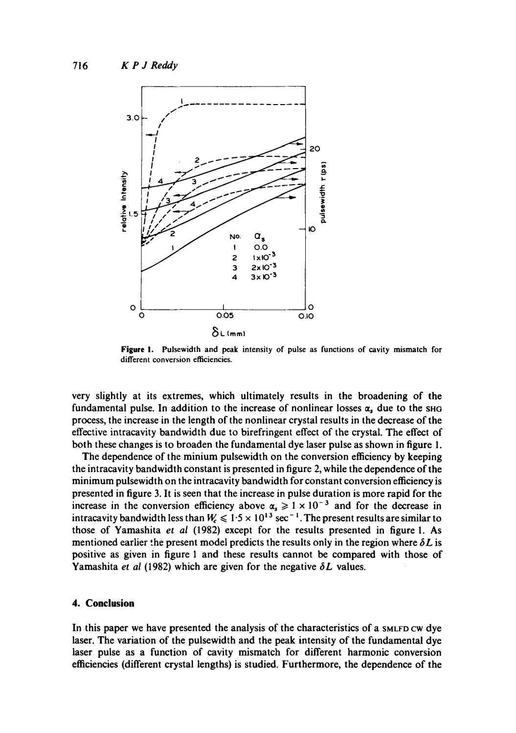Figure 1. Pulsewidth and peak intensity of pulse as functions of cavity mismatch for different conversion efficiencies.

very slightly at its extremes, which ultimately results in the broadening of the fundamental pulse. In addition to the increase of nonlinear losses $\alpha_s$ due to the SHG process, the increase in the length of the nonlinear crystal results in the decrease of the effective intracavity bandwidth due to birefringent effect of the crystal. The effect of both these changes is to broaden the fundamental dye laser pulse as shown in figure 1.

The dependence of the minium pulsewidth on the conversion efficiency by keeping the intracavity bandwidth constant is presented in figure 2, while the dependence of the minimum pulsewidth on the intracavity bandwidth for constant conversion efficiency is presented in figure 3. It is seen that the increase in pulse duration is more rapid for the increase in the conversion efficiency above $\alpha_s \geq 1 \times 10^{-3}$ and for the decrease in intracavity bandwidth less than $W_c \leq 1{\cdot}5 \times 10^{13}$ sec$^{-1}$. The present results are similar to those of Yamashita *et al* (1982) except for the results presented in figure 1. As mentioned earlier the present model predicts the results only in the region where $\delta L$ is positive as given in figure 1 and these results cannot be compared with those of Yamashita *et al* (1982) which are given for the negative $\delta L$ values.

## 4. Conclusion

In this paper we have presented the analysis of the characteristics of a SMLFD CW dye laser. The variation of the pulsewidth and the peak intensity of the fundamental dye laser pulse as a function of cavity mismatch for different harmonic conversion efficiencies (different crystal lengths) is studied. Furthermore, the dependence of the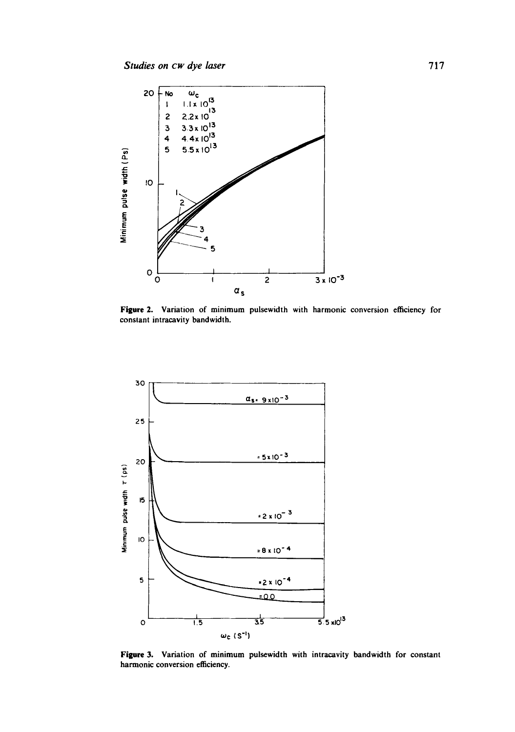**Figure 2.** Variation of minimum pulsewidth with harmonic conversion efficiency for constant intracavity bandwidth.

**Figure 3.** Variation of minimum pulsewidth with intracavity bandwidth for constant harmonic conversion efficiency.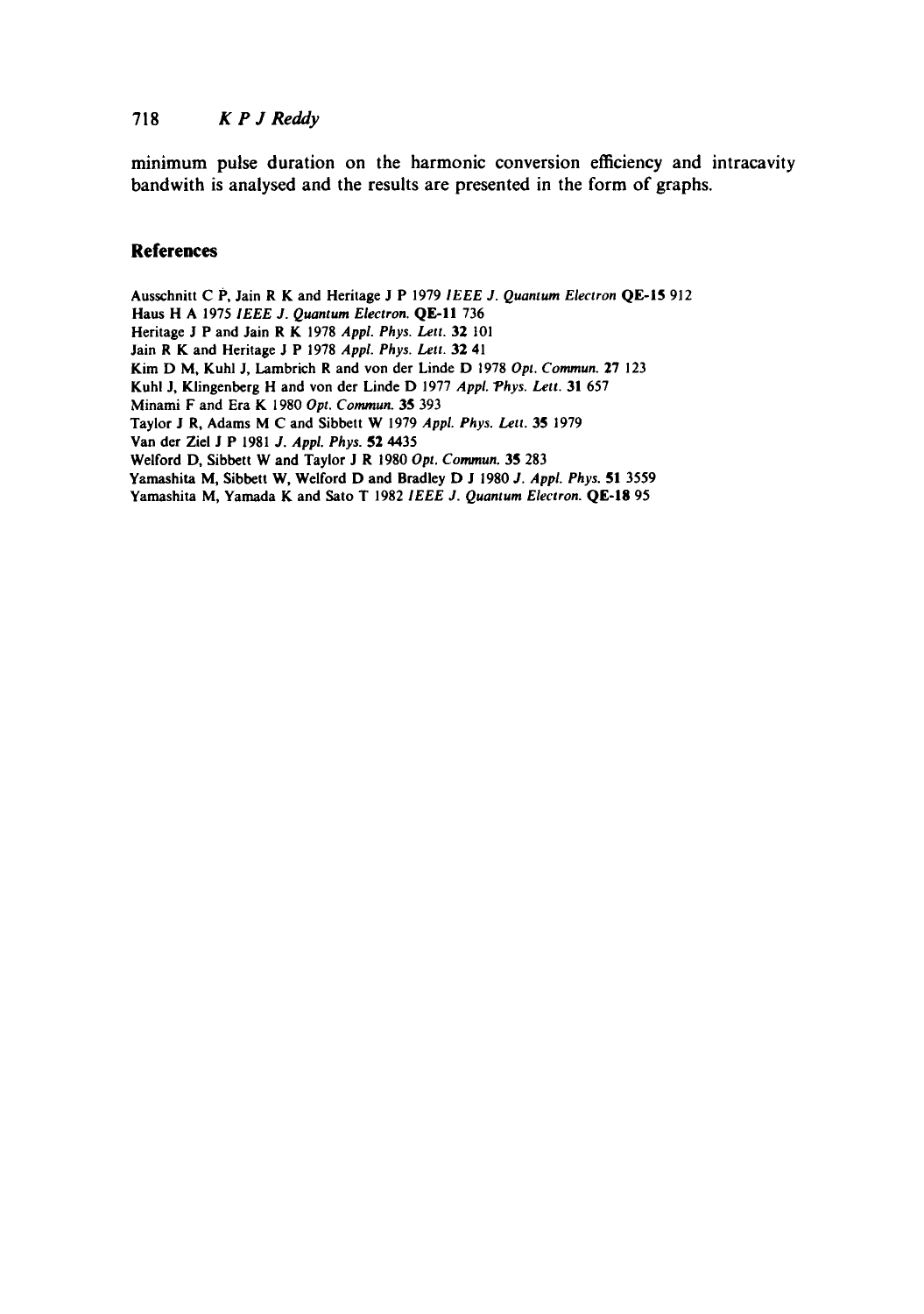minimum pulse duration on the harmonic conversion efficiency and intracavity bandwith is analysed and the results are presented in the form of graphs.

## References

Ausschnitt C P, Jain R K and Heritage J P 1979 *IEEE J. Quantum Electron* **QE-15** 912

Haus H A 1975 *IEEE J. Quantum Electron.* **QE-11** 736

Heritage J P and Jain R K 1978 *Appl. Phys. Lett.* **32** 101

Jain R K and Heritage J P 1978 *Appl. Phys. Lett.* **32** 41

Kim D M, Kuhl J, Lambrich R and von der Linde D 1978 *Opt. Commun.* **27** 123

Kuhl J, Klingenberg H and von der Linde D 1977 *Appl. Phys. Lett.* **31** 657

Minami F and Era K 1980 *Opt. Commun.* **35** 393

Taylor J R, Adams M C and Sibbett W 1979 *Appl. Phys. Lett.* **35** 1979

Van der Ziel J P 1981 *J. Appl. Phys.* **52** 4435

Welford D, Sibbett W and Taylor J R 1980 *Opt. Commun.* **35** 283

Yamashita M, Sibbett W, Welford D and Bradley D J 1980 *J. Appl. Phys.* **51** 3559

Yamashita M, Yamada K and Sato T 1982 *IEEE J. Quantum Electron.* **QE-18** 95